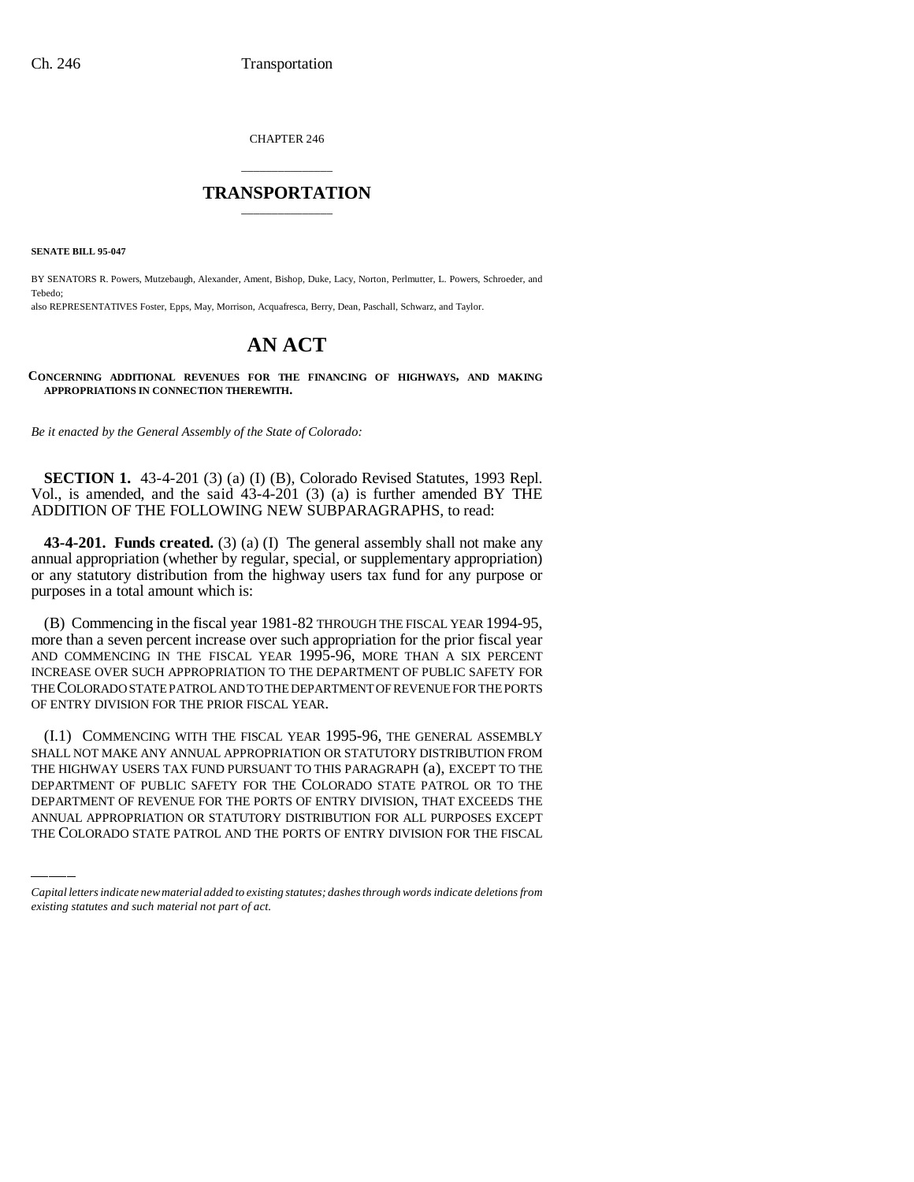CHAPTER 246

# TRANSPORTATION

**SENATE BILL 95-047**

BY SENATORS R. Powers, Mutzebaugh, Alexander, Ament, Bishop, Duke, Lacy, Norton, Perlmutter, L. Powers, Schroeder, and Tebedo;

also REPRESENTATIVES Foster, Epps, May, Morrison, Acquafresca, Berry, Dean, Paschall, Schwarz, and Taylor.

# AN ACT

**CONCERNING ADDITIONAL REVENUES FOR THE FINANCING OF HIGHWAYS, AND MAKING APPROPRIATIONS IN CONNECTION THEREWITH.**

*Be it enacted by the General Assembly of the State of Colorado:*

**SECTION 1.** 43-4-201 (3) (a) (I) (B), Colorado Revised Statutes, 1993 Repl. Vol., is amended, and the said 43-4-201 (3) (a) is further amended BY THE ADDITION OF THE FOLLOWING NEW SUBPARAGRAPHS, to read:

**43-4-201. Funds created.** (3) (a) (I) The general assembly shall not make any annual appropriation (whether by regular, special, or supplementary appropriation) or any statutory distribution from the highway users tax fund for any purpose or purposes in a total amount which is:

(B) Commencing in the fiscal year 1981-82 THROUGH THE FISCAL YEAR 1994-95, more than a seven percent increase over such appropriation for the prior fiscal year AND COMMENCING IN THE FISCAL YEAR 1995-96, MORE THAN A SIX PERCENT INCREASE OVER SUCH APPROPRIATION TO THE DEPARTMENT OF PUBLIC SAFETY FOR THE COLORADO STATE PATROL AND TO THE DEPARTMENT OF REVENUE FOR THE PORTS OF ENTRY DIVISION FOR THE PRIOR FISCAL YEAR.

(I.1) COMMENCING WITH THE FISCAL YEAR 1995-96, THE GENERAL ASSEMBLY SHALL NOT MAKE ANY ANNUAL APPROPRIATION OR STATUTORY DISTRIBUTION FROM THE HIGHWAY USERS TAX FUND PURSUANT TO THIS PARAGRAPH (a), EXCEPT TO THE DEPARTMENT OF PUBLIC SAFETY FOR THE COLORADO STATE PATROL OR TO THE DEPARTMENT OF REVENUE FOR THE PORTS OF ENTRY DIVISION, THAT EXCEEDS THE ANNUAL APPROPRIATION OR STATUTORY DISTRIBUTION FOR ALL PURPOSES EXCEPT THE COLORADO STATE PATROL AND THE PORTS OF ENTRY DIVISION FOR THE FISCAL

*Capital letters indicate new material added to existing statutes; dashes through words indicate deletions from existing statutes and such material not part of act.*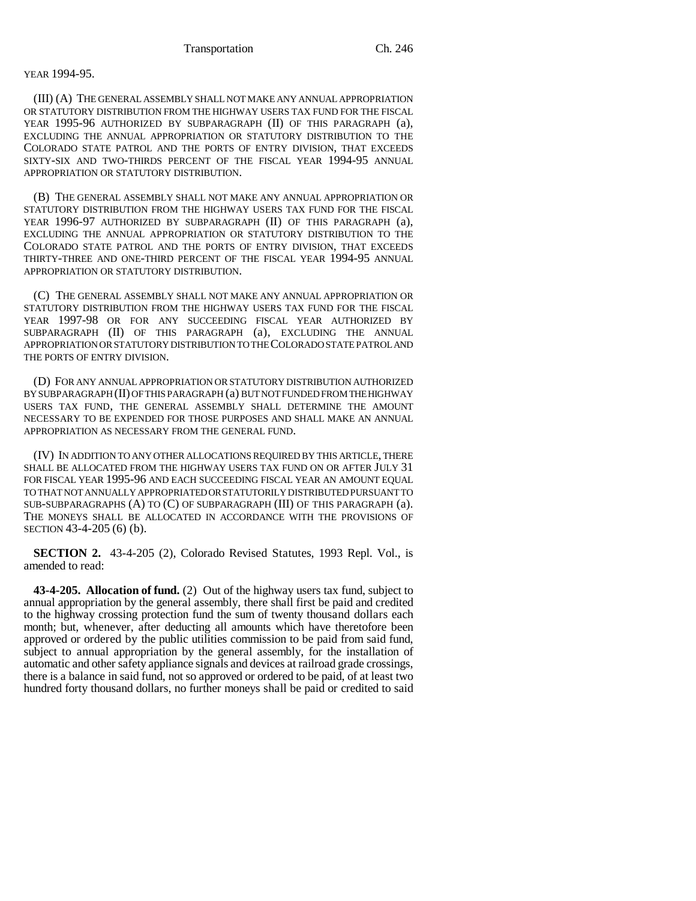YEAR 1994-95.

(III) (A) THE GENERAL ASSEMBLY SHALL NOT MAKE ANY ANNUAL APPROPRIATION OR STATUTORY DISTRIBUTION FROM THE HIGHWAY USERS TAX FUND FOR THE FISCAL YEAR 1995-96 AUTHORIZED BY SUBPARAGRAPH (II) OF THIS PARAGRAPH (a), EXCLUDING THE ANNUAL APPROPRIATION OR STATUTORY DISTRIBUTION TO THE COLORADO STATE PATROL AND THE PORTS OF ENTRY DIVISION, THAT EXCEEDS SIXTY-SIX AND TWO-THIRDS PERCENT OF THE FISCAL YEAR 1994-95 ANNUAL APPROPRIATION OR STATUTORY DISTRIBUTION.

(B) THE GENERAL ASSEMBLY SHALL NOT MAKE ANY ANNUAL APPROPRIATION OR STATUTORY DISTRIBUTION FROM THE HIGHWAY USERS TAX FUND FOR THE FISCAL YEAR 1996-97 AUTHORIZED BY SUBPARAGRAPH (II) OF THIS PARAGRAPH (a), EXCLUDING THE ANNUAL APPROPRIATION OR STATUTORY DISTRIBUTION TO THE COLORADO STATE PATROL AND THE PORTS OF ENTRY DIVISION, THAT EXCEEDS THIRTY-THREE AND ONE-THIRD PERCENT OF THE FISCAL YEAR 1994-95 ANNUAL APPROPRIATION OR STATUTORY DISTRIBUTION.

(C) THE GENERAL ASSEMBLY SHALL NOT MAKE ANY ANNUAL APPROPRIATION OR STATUTORY DISTRIBUTION FROM THE HIGHWAY USERS TAX FUND FOR THE FISCAL YEAR 1997-98 OR FOR ANY SUCCEEDING FISCAL YEAR AUTHORIZED BY SUBPARAGRAPH (II) OF THIS PARAGRAPH (a), EXCLUDING THE ANNUAL APPROPRIATION OR STATUTORY DISTRIBUTION TO THE COLORADO STATE PATROL AND THE PORTS OF ENTRY DIVISION.

(D) FOR ANY ANNUAL APPROPRIATION OR STATUTORY DISTRIBUTION AUTHORIZED BY SUBPARAGRAPH (II) OF THIS PARAGRAPH (a) BUT NOT FUNDED FROM THE HIGHWAY USERS TAX FUND, THE GENERAL ASSEMBLY SHALL DETERMINE THE AMOUNT NECESSARY TO BE EXPENDED FOR THOSE PURPOSES AND SHALL MAKE AN ANNUAL APPROPRIATION AS NECESSARY FROM THE GENERAL FUND.

(IV) IN ADDITION TO ANY OTHER ALLOCATIONS REQUIRED BY THIS ARTICLE, THERE SHALL BE ALLOCATED FROM THE HIGHWAY USERS TAX FUND ON OR AFTER JULY 31 FOR FISCAL YEAR 1995-96 AND EACH SUCCEEDING FISCAL YEAR AN AMOUNT EQUAL TO THAT NOT ANNUALLY APPROPRIATED OR STATUTORILY DISTRIBUTED PURSUANT TO SUB-SUBPARAGRAPHS (A) TO (C) OF SUBPARAGRAPH (III) OF THIS PARAGRAPH (a). THE MONEYS SHALL BE ALLOCATED IN ACCORDANCE WITH THE PROVISIONS OF SECTION 43-4-205 (6) (b).

**SECTION 2.** 43-4-205 (2), Colorado Revised Statutes, 1993 Repl. Vol., is amended to read:

**43-4-205. Allocation of fund.** (2) Out of the highway users tax fund, subject to annual appropriation by the general assembly, there shall first be paid and credited to the highway crossing protection fund the sum of twenty thousand dollars each month; but, whenever, after deducting all amounts which have theretofore been approved or ordered by the public utilities commission to be paid from said fund, subject to annual appropriation by the general assembly, for the installation of automatic and other safety appliance signals and devices at railroad grade crossings, there is a balance in said fund, not so approved or ordered to be paid, of at least two hundred forty thousand dollars, no further moneys shall be paid or credited to said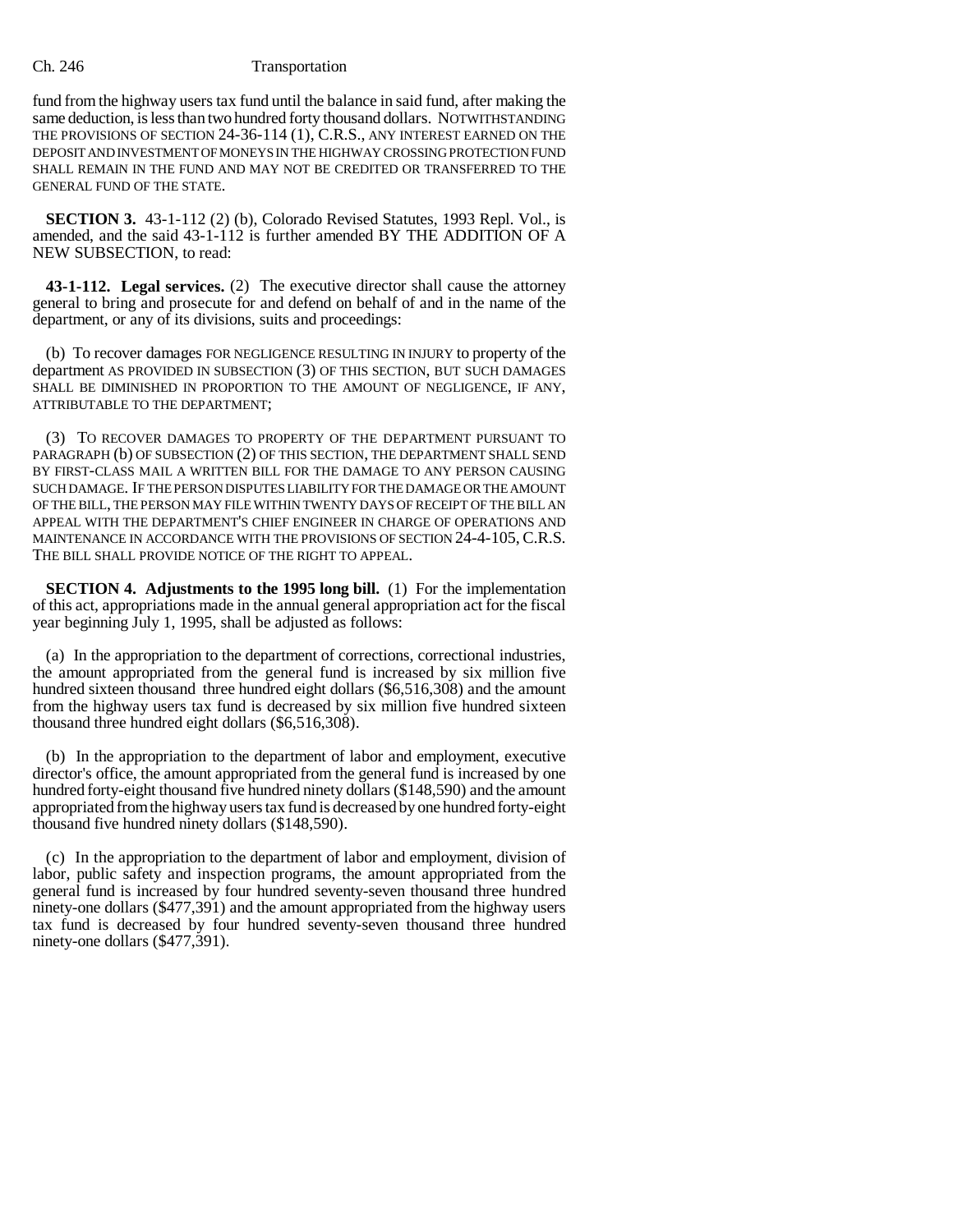fund from the highway users tax fund until the balance in said fund, after making the same deduction, is less than two hundred forty thousand dollars. NOTWITHSTANDING THE PROVISIONS OF SECTION 24-36-114 (1), C.R.S., ANY INTEREST EARNED ON THE DEPOSIT AND INVESTMENT OF MONEYS IN THE HIGHWAY CROSSING PROTECTION FUND SHALL REMAIN IN THE FUND AND MAY NOT BE CREDITED OR TRANSFERRED TO THE GENERAL FUND OF THE STATE.

**SECTION 3.** 43-1-112 (2) (b), Colorado Revised Statutes, 1993 Repl. Vol., is amended, and the said 43-1-112 is further amended BY THE ADDITION OF A NEW SUBSECTION, to read:

**43-1-112. Legal services.** (2) The executive director shall cause the attorney general to bring and prosecute for and defend on behalf of and in the name of the department, or any of its divisions, suits and proceedings:

(b) To recover damages FOR NEGLIGENCE RESULTING IN INJURY to property of the department AS PROVIDED IN SUBSECTION (3) OF THIS SECTION, BUT SUCH DAMAGES SHALL BE DIMINISHED IN PROPORTION TO THE AMOUNT OF NEGLIGENCE, IF ANY, ATTRIBUTABLE TO THE DEPARTMENT;

(3) TO RECOVER DAMAGES TO PROPERTY OF THE DEPARTMENT PURSUANT TO PARAGRAPH (b) OF SUBSECTION (2) OF THIS SECTION, THE DEPARTMENT SHALL SEND BY FIRST-CLASS MAIL A WRITTEN BILL FOR THE DAMAGE TO ANY PERSON CAUSING SUCH DAMAGE. IF THE PERSON DISPUTES LIABILITY FOR THE DAMAGE OR THE AMOUNT OF THE BILL, THE PERSON MAY FILE WITHIN TWENTY DAYS OF RECEIPT OF THE BILL AN APPEAL WITH THE DEPARTMENT'S CHIEF ENGINEER IN CHARGE OF OPERATIONS AND MAINTENANCE IN ACCORDANCE WITH THE PROVISIONS OF SECTION 24-4-105, C.R.S. THE BILL SHALL PROVIDE NOTICE OF THE RIGHT TO APPEAL.

**SECTION 4. Adjustments to the 1995 long bill.** (1) For the implementation of this act, appropriations made in the annual general appropriation act for the fiscal year beginning July 1, 1995, shall be adjusted as follows:

(a) In the appropriation to the department of corrections, correctional industries, the amount appropriated from the general fund is increased by six million five hundred sixteen thousand three hundred eight dollars ($6,516,308) and the amount from the highway users tax fund is decreased by six million five hundred sixteen thousand three hundred eight dollars ($6,516,308).

(b) In the appropriation to the department of labor and employment, executive director's office, the amount appropriated from the general fund is increased by one hundred forty-eight thousand five hundred ninety dollars ($148,590) and the amount appropriated from the highway users tax fund is decreased by one hundred forty-eight thousand five hundred ninety dollars ($148,590).

(c) In the appropriation to the department of labor and employment, division of labor, public safety and inspection programs, the amount appropriated from the general fund is increased by four hundred seventy-seven thousand three hundred ninety-one dollars ($477,391) and the amount appropriated from the highway users tax fund is decreased by four hundred seventy-seven thousand three hundred ninety-one dollars ($477,391).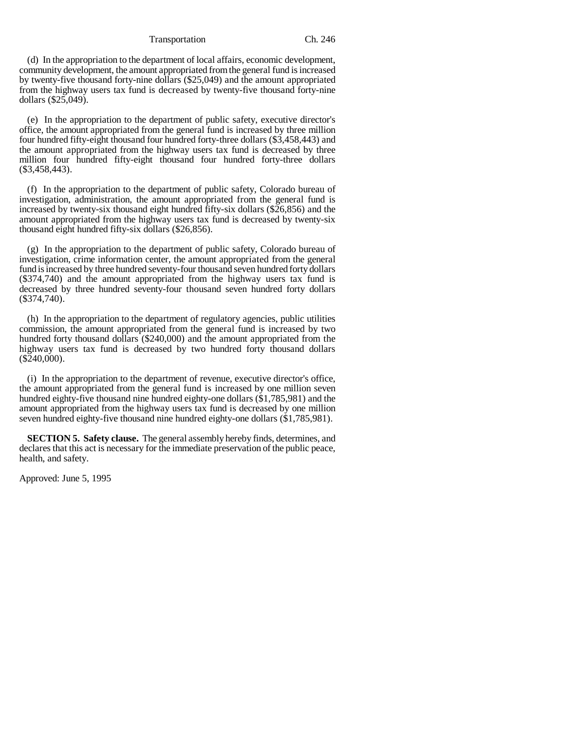(d) In the appropriation to the department of local affairs, economic development, community development, the amount appropriated from the general fund is increased by twenty-five thousand forty-nine dollars ($25,049) and the amount appropriated from the highway users tax fund is decreased by twenty-five thousand forty-nine dollars ($25,049).

(e) In the appropriation to the department of public safety, executive director's office, the amount appropriated from the general fund is increased by three million four hundred fifty-eight thousand four hundred forty-three dollars ($3,458,443) and the amount appropriated from the highway users tax fund is decreased by three million four hundred fifty-eight thousand four hundred forty-three dollars ($3,458,443).

(f) In the appropriation to the department of public safety, Colorado bureau of investigation, administration, the amount appropriated from the general fund is increased by twenty-six thousand eight hundred fifty-six dollars ($26,856) and the amount appropriated from the highway users tax fund is decreased by twenty-six thousand eight hundred fifty-six dollars ($26,856).

(g) In the appropriation to the department of public safety, Colorado bureau of investigation, crime information center, the amount appropriated from the general fund is increased by three hundred seventy-four thousand seven hundred forty dollars ($374,740) and the amount appropriated from the highway users tax fund is decreased by three hundred seventy-four thousand seven hundred forty dollars ($374,740).

(h) In the appropriation to the department of regulatory agencies, public utilities commission, the amount appropriated from the general fund is increased by two hundred forty thousand dollars ($240,000) and the amount appropriated from the highway users tax fund is decreased by two hundred forty thousand dollars ($240,000).

(i) In the appropriation to the department of revenue, executive director's office, the amount appropriated from the general fund is increased by one million seven hundred eighty-five thousand nine hundred eighty-one dollars ($1,785,981) and the amount appropriated from the highway users tax fund is decreased by one million seven hundred eighty-five thousand nine hundred eighty-one dollars ($1,785,981).

**SECTION 5. Safety clause.** The general assembly hereby finds, determines, and declares that this act is necessary for the immediate preservation of the public peace, health, and safety.

Approved: June 5, 1995